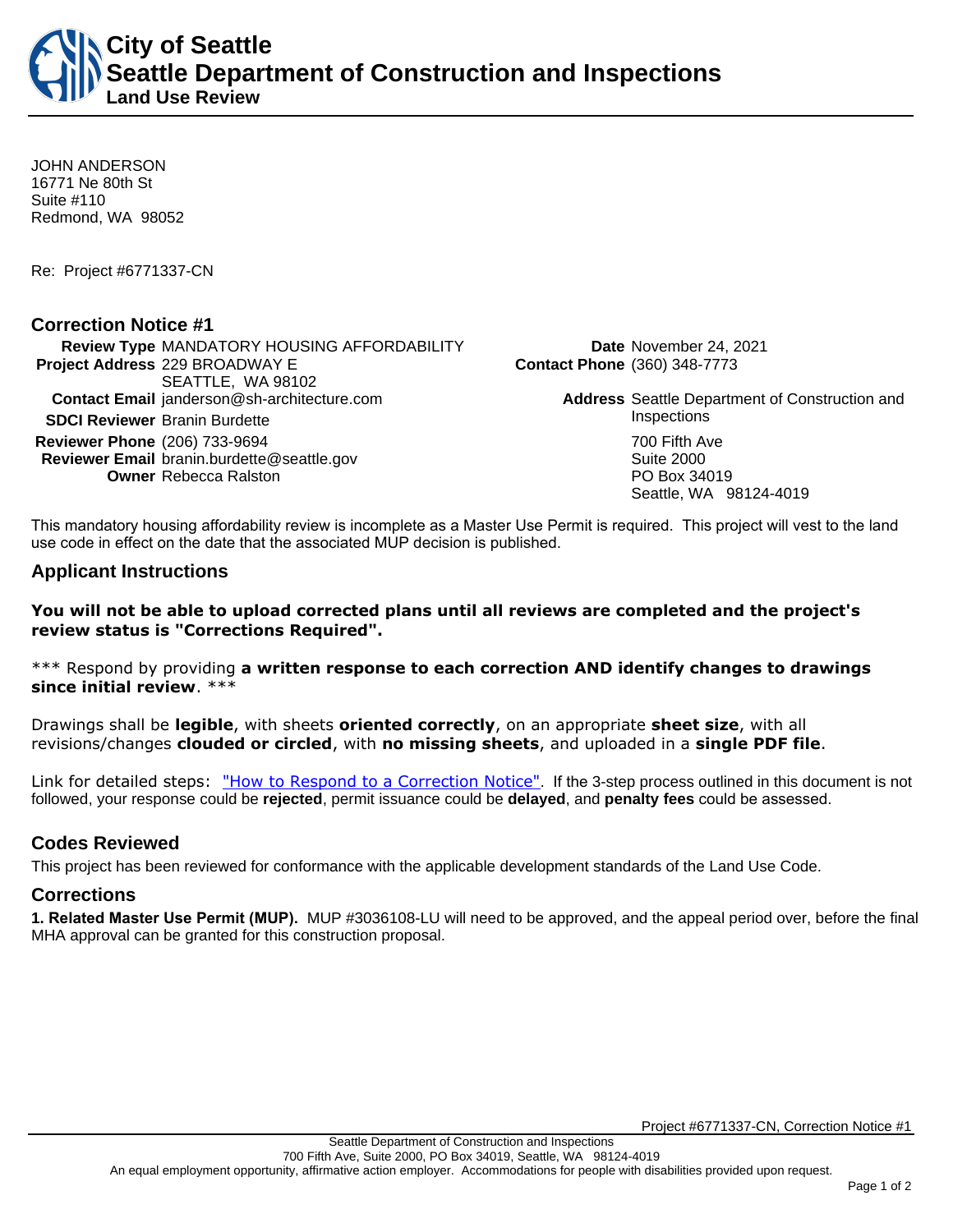# City of Seattle
# Seattle Department of Construction and Inspections
## Land Use Review

JOHN ANDERSON
16771 Ne 80th St
Suite #110
Redmond, WA 98052

Re: Project #6771337-CN

## Correction Notice #1

**Review Type** MANDATORY HOUSING AFFORDABILITY
**Project Address** 229 BROADWAY E
SEATTLE, WA 98102
**Contact Email** janderson@sh-architecture.com
**SDCI Reviewer** Branin Burdette
**Reviewer Phone** (206) 733-9694
**Reviewer Email** branin.burdette@seattle.gov
**Owner** Rebecca Ralston

**Date** November 24, 2021
**Contact Phone** (360) 348-7773
**Address** Seattle Department of Construction and Inspections
700 Fifth Ave
Suite 2000
PO Box 34019
Seattle, WA 98124-4019

This mandatory housing affordability review is incomplete as a Master Use Permit is required. This project will vest to the land use code in effect on the date that the associated MUP decision is published.

## Applicant Instructions

**You will not be able to upload corrected plans until all reviews are completed and the project's review status is "Corrections Required".**

*** Respond by providing **a written response to each correction AND identify changes to drawings since initial review**. ***

Drawings shall be **legible**, with sheets **oriented correctly**, on an appropriate **sheet size**, with all revisions/changes **clouded or circled**, with **no missing sheets**, and uploaded in a **single PDF file**.

Link for detailed steps: "How to Respond to a Correction Notice". If the 3-step process outlined in this document is not followed, your response could be **rejected**, permit issuance could be **delayed**, and **penalty fees** could be assessed.

## Codes Reviewed

This project has been reviewed for conformance with the applicable development standards of the Land Use Code.

## Corrections

**1. Related Master Use Permit (MUP).** MUP #3036108-LU will need to be approved, and the appeal period over, before the final MHA approval can be granted for this construction proposal.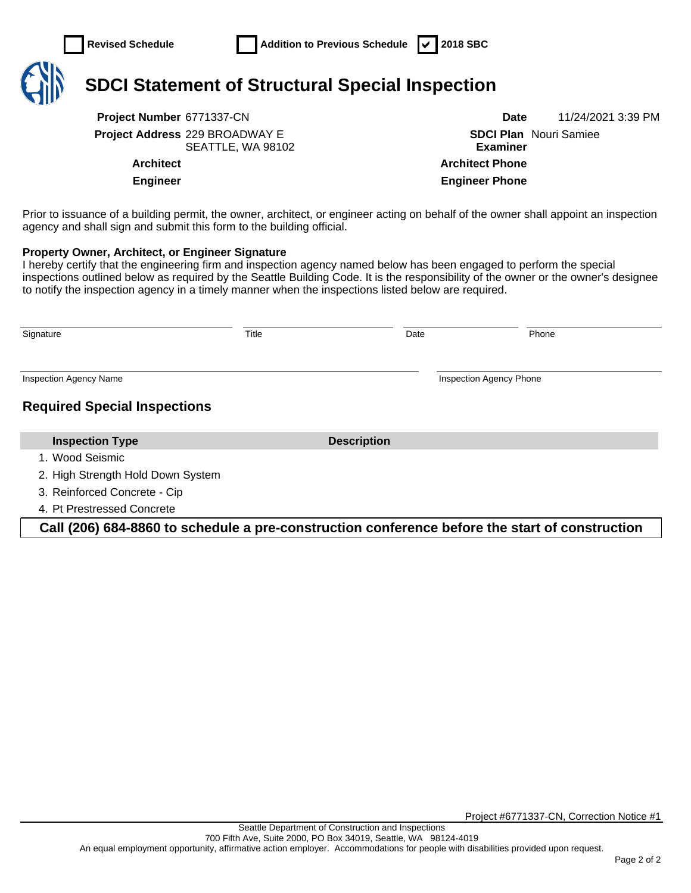☐ Revised Schedule ☐ Addition to Previous Schedule ☑ 2018 SBC

# SDCI Statement of Structural Special Inspection

| | | | |
|---|---|---|---|
| **Project Number** | 6771337-CN | **Date** | 11/24/2021 3:39 PM |
| **Project Address** | 229 BROADWAY E SEATTLE, WA 98102 | **SDCI Plan Examiner** | Nouri Samiee |
| **Architect** | | **Architect Phone** | |
| **Engineer** | | **Engineer Phone** | |

Prior to issuance of a building permit, the owner, architect, or engineer acting on behalf of the owner shall appoint an inspection agency and shall sign and submit this form to the building official.

**Property Owner, Architect, or Engineer Signature**
I hereby certify that the engineering firm and inspection agency named below has been engaged to perform the special inspections outlined below as required by the Seattle Building Code. It is the responsibility of the owner or the owner's designee to notify the inspection agency in a timely manner when the inspections listed below are required.

Signature ____________________ Title ____________________ Date ____________________ Phone ____________________

Inspection Agency Name ____________________ Inspection Agency Phone ____________________

## Required Special Inspections

| Inspection Type | Description |
|---|---|
| 1. Wood Seismic | |
| 2. High Strength Hold Down System | |
| 3. Reinforced Concrete - Cip | |
| 4. Pt Prestressed Concrete | |

**Call (206) 684-8860 to schedule a pre-construction conference before the start of construction**

Project #6771337-CN, Correction Notice #1

Seattle Department of Construction and Inspections
700 Fifth Ave, Suite 2000, PO Box 34019, Seattle, WA 98124-4019
An equal employment opportunity, affirmative action employer. Accommodations for people with disabilities provided upon request.